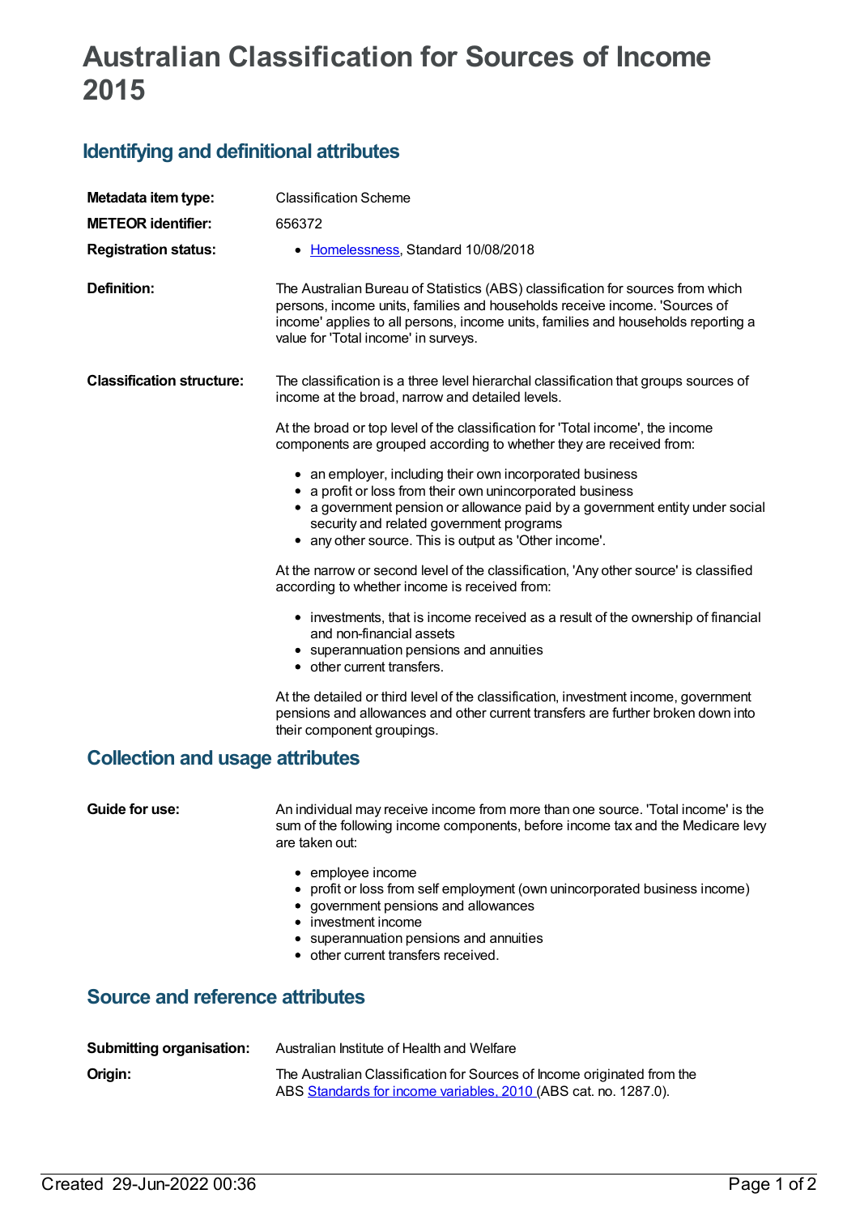# Australian Classification for Sources of Income 2015

## Identifying and definitional attributes

| | |
|---|---|
| **Metadata item type:** | Classification Scheme |
| **METEOR identifier:** | 656372 |
| **Registration status:** | • Homelessness, Standard 10/08/2018 |
| **Definition:** | The Australian Bureau of Statistics (ABS) classification for sources from which persons, income units, families and households receive income. 'Sources of income' applies to all persons, income units, families and households reporting a value for 'Total income' in surveys. |

**Classification structure:**

The classification is a three level hierarchal classification that groups sources of income at the broad, narrow and detailed levels.

At the broad or top level of the classification for 'Total income', the income components are grouped according to whether they are received from:

- an employer, including their own incorporated business
- a profit or loss from their own unincorporated business
- a government pension or allowance paid by a government entity under social security and related government programs
- any other source. This is output as 'Other income'.

At the narrow or second level of the classification, 'Any other source' is classified according to whether income is received from:

- investments, that is income received as a result of the ownership of financial and non-financial assets
- superannuation pensions and annuities
- other current transfers.

At the detailed or third level of the classification, investment income, government pensions and allowances and other current transfers are further broken down into their component groupings.

## Collection and usage attributes

**Guide for use:**

An individual may receive income from more than one source. 'Total income' is the sum of the following income components, before income tax and the Medicare levy are taken out:

- employee income
- profit or loss from self employment (own unincorporated business income)
- government pensions and allowances
- investment income
- superannuation pensions and annuities
- other current transfers received.

## Source and reference attributes

| | |
|---|---|
| **Submitting organisation:** | Australian Institute of Health and Welfare |
| **Origin:** | The Australian Classification for Sources of Income originated from the ABS Standards for income variables, 2010 (ABS cat. no. 1287.0). |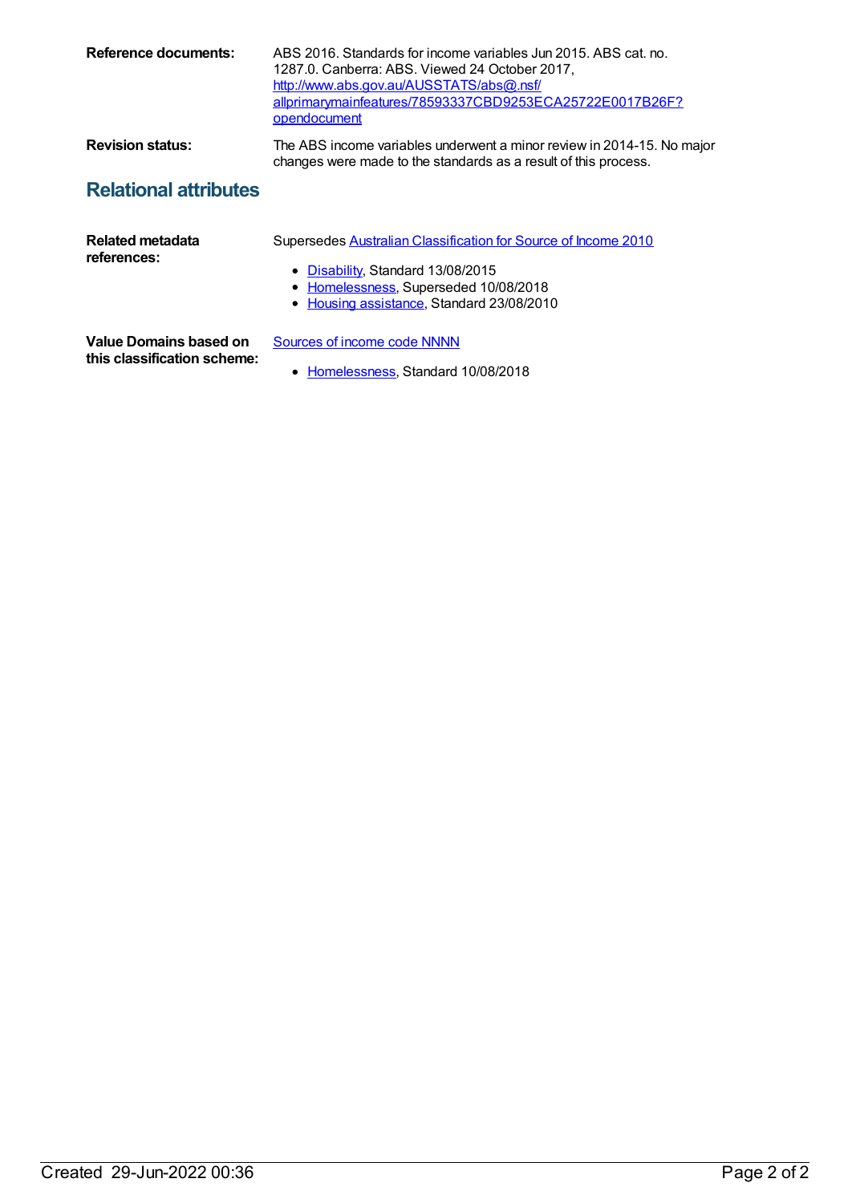**Reference documents:** ABS 2016. Standards for income variables Jun 2015. ABS cat. no. 1287.0. Canberra: ABS. Viewed 24 October 2017, http://www.abs.gov.au/AUSSTATS/abs@.nsf/allprimarymainfeatures/78593337CBD9253ECA25722E0017B26F?opendocument

**Revision status:** The ABS income variables underwent a minor review in 2014-15. No major changes were made to the standards as a result of this process.

## Relational attributes

**Related metadata references:** Supersedes Australian Classification for Source of Income 2010

- Disability, Standard 13/08/2015
- Homelessness, Superseded 10/08/2018
- Housing assistance, Standard 23/08/2010

**Value Domains based on this classification scheme:** Sources of income code NNNN

- Homelessness, Standard 10/08/2018